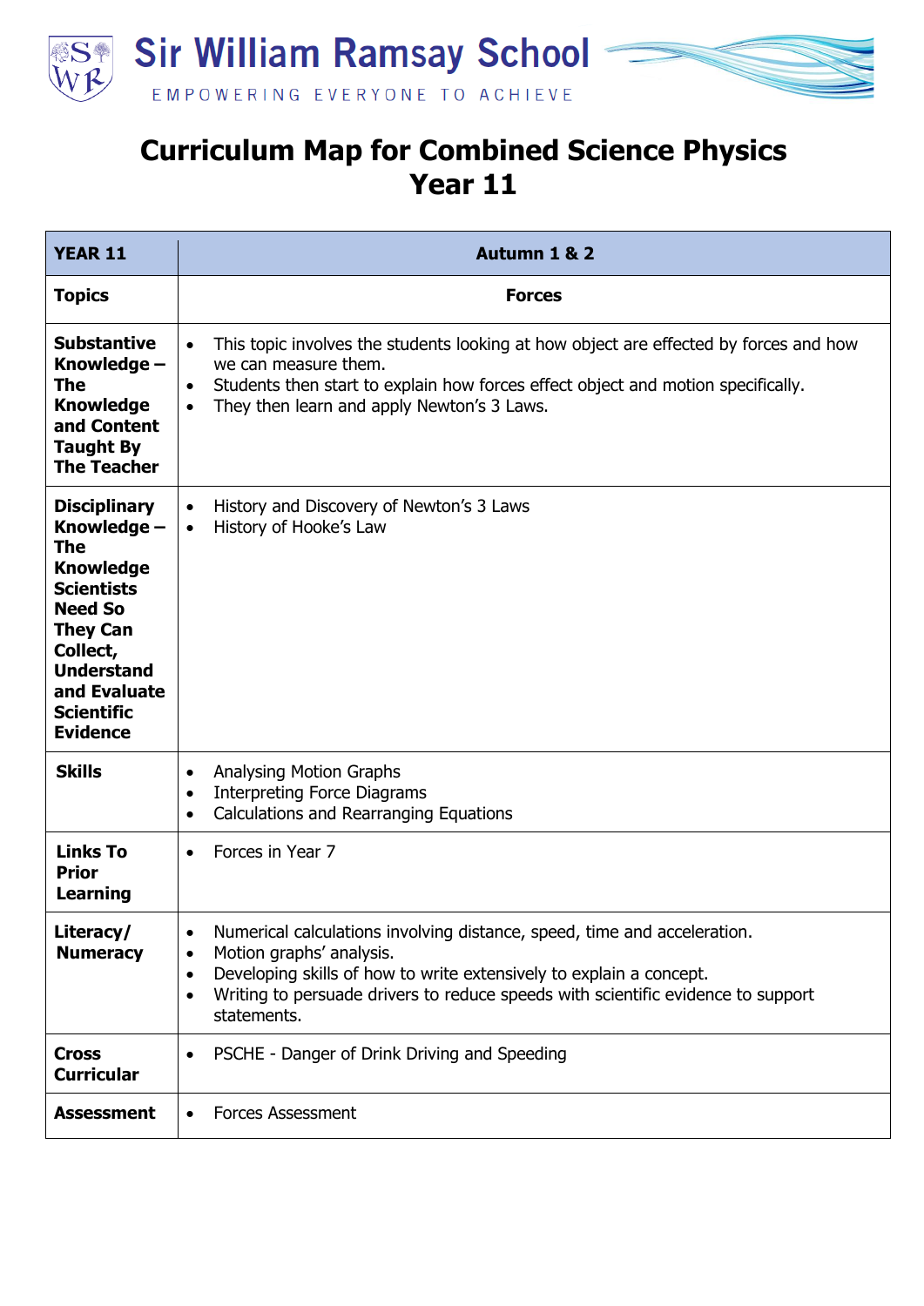Sir William Ramsay School

EMPOWERING EVERYONE TO ACHIEVE

# Curriculum Map for Combined Science Physics Year 11

| YEAR 11 | Autumn 1 & 2 |
|---|---|
| **Topics** | **Forces** |
| **Substantive Knowledge – The Knowledge and Content Taught By The Teacher** | • This topic involves the students looking at how object are effected by forces and how we can measure them.<br>• Students then start to explain how forces effect object and motion specifically.<br>• They then learn and apply Newton's 3 Laws. |
| **Disciplinary Knowledge – The Knowledge Scientists Need So They Can Collect, Understand and Evaluate Scientific Evidence** | • History and Discovery of Newton's 3 Laws<br>• History of Hooke's Law |
| **Skills** | • Analysing Motion Graphs<br>• Interpreting Force Diagrams<br>• Calculations and Rearranging Equations |
| **Links To Prior Learning** | • Forces in Year 7 |
| **Literacy/ Numeracy** | • Numerical calculations involving distance, speed, time and acceleration.<br>• Motion graphs' analysis.<br>• Developing skills of how to write extensively to explain a concept.<br>• Writing to persuade drivers to reduce speeds with scientific evidence to support statements. |
| **Cross Curricular** | • PSCHE - Danger of Drink Driving and Speeding |
| **Assessment** | • Forces Assessment |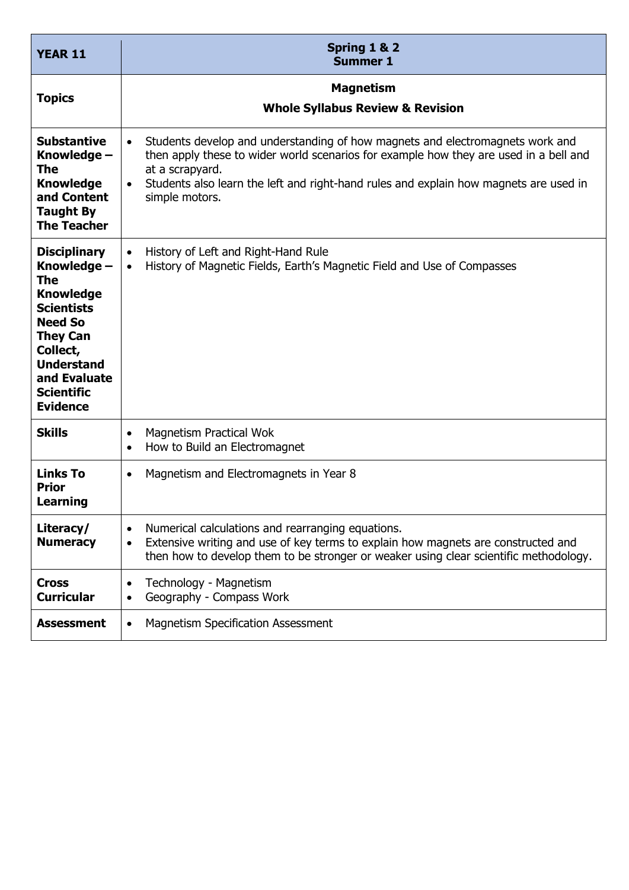| **YEAR 11** | **Spring 1 & 2**<br>**Summer 1** |
| --- | --- |
| **Topics** | **Magnetism**<br>**Whole Syllabus Review & Revision** |
| **Substantive Knowledge – The Knowledge and Content Taught By The Teacher** | • Students develop and understanding of how magnets and electromagnets work and then apply these to wider world scenarios for example how they are used in a bell and at a scrapyard.<br>• Students also learn the left and right-hand rules and explain how magnets are used in simple motors. |
| **Disciplinary Knowledge – The Knowledge Scientists Need So They Can Collect, Understand and Evaluate Scientific Evidence** | • History of Left and Right-Hand Rule<br>• History of Magnetic Fields, Earth's Magnetic Field and Use of Compasses |
| **Skills** | • Magnetism Practical Wok<br>• How to Build an Electromagnet |
| **Links To Prior Learning** | • Magnetism and Electromagnets in Year 8 |
| **Literacy/ Numeracy** | • Numerical calculations and rearranging equations.<br>• Extensive writing and use of key terms to explain how magnets are constructed and then how to develop them to be stronger or weaker using clear scientific methodology. |
| **Cross Curricular** | • Technology - Magnetism<br>• Geography - Compass Work |
| **Assessment** | • Magnetism Specification Assessment |